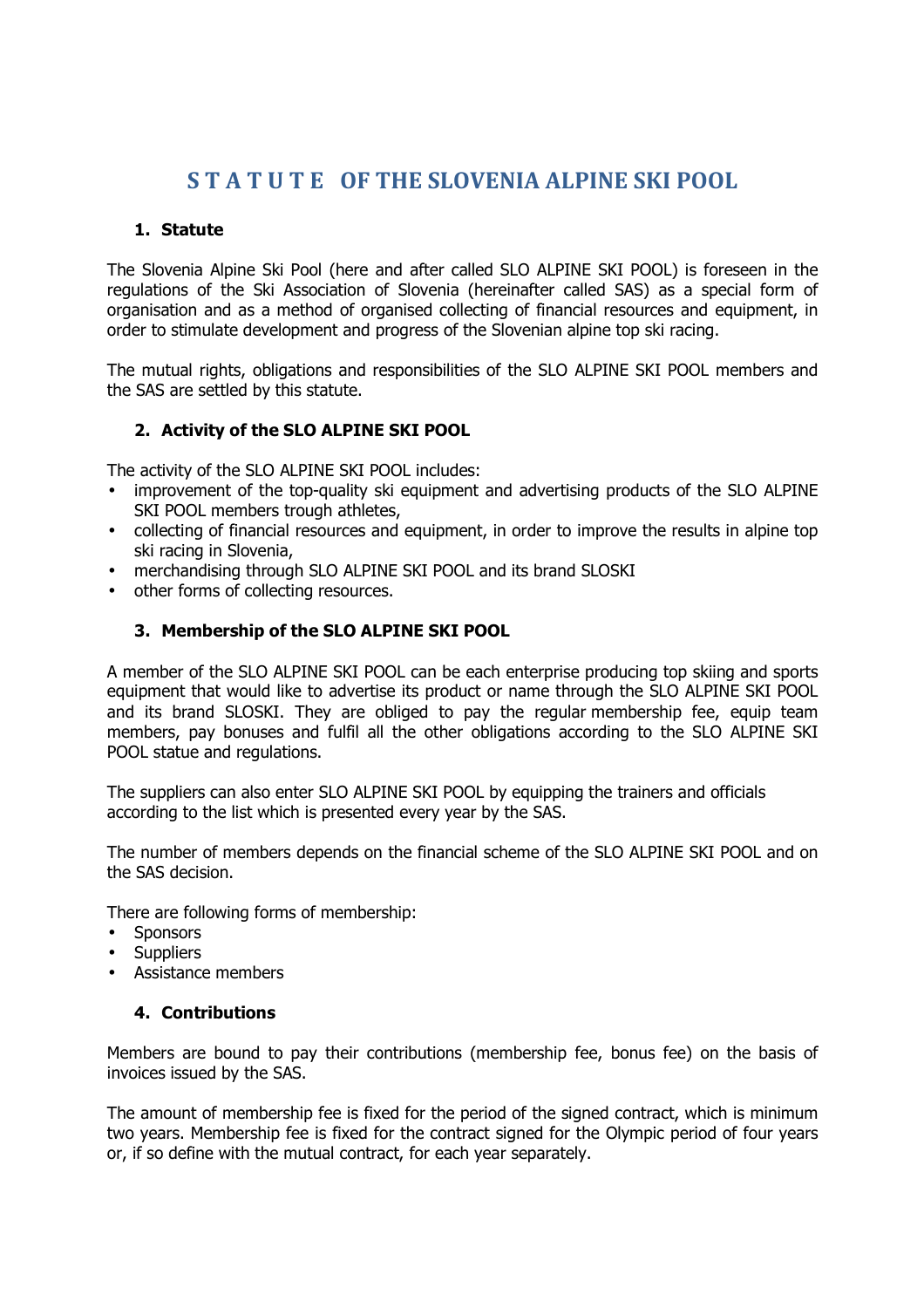# S T A T U T E OF THE SLOVENIA ALPINE SKI POOL

## 1. Statute

The Slovenia Alpine Ski Pool (here and after called SLO ALPINE SKI POOL) is foreseen in the regulations of the Ski Association of Slovenia (hereinafter called SAS) as a special form of organisation and as a method of organised collecting of financial resources and equipment, in order to stimulate development and progress of the Slovenian alpine top ski racing.

The mutual rights, obligations and responsibilities of the SLO ALPINE SKI POOL members and the SAS are settled by this statute.

## 2. Activity of the SLO ALPINE SKI POOL

The activity of the SLO ALPINE SKI POOL includes:

- improvement of the top-quality ski equipment and advertising products of the SLO ALPINE SKI POOL members trough athletes,
- collecting of financial resources and equipment, in order to improve the results in alpine top ski racing in Slovenia,
- merchandising through SLO ALPINE SKI POOL and its brand SLOSKI
- other forms of collecting resources.

## 3. Membership of the SLO ALPINE SKI POOL

A member of the SLO ALPINE SKI POOL can be each enterprise producing top skiing and sports equipment that would like to advertise its product or name through the SLO ALPINE SKI POOL and its brand SLOSKI. They are obliged to pay the regular membership fee, equip team members, pay bonuses and fulfil all the other obligations according to the SLO ALPINE SKI POOL statue and regulations.

The suppliers can also enter SLO ALPINE SKI POOL by equipping the trainers and officials according to the list which is presented every year by the SAS.

The number of members depends on the financial scheme of the SLO ALPINE SKI POOL and on the SAS decision.

There are following forms of membership:

- Sponsors
- Suppliers
- Assistance members

## 4. Contributions

Members are bound to pay their contributions (membership fee, bonus fee) on the basis of invoices issued by the SAS.

The amount of membership fee is fixed for the period of the signed contract, which is minimum two years. Membership fee is fixed for the contract signed for the Olympic period of four years or, if so define with the mutual contract, for each year separately.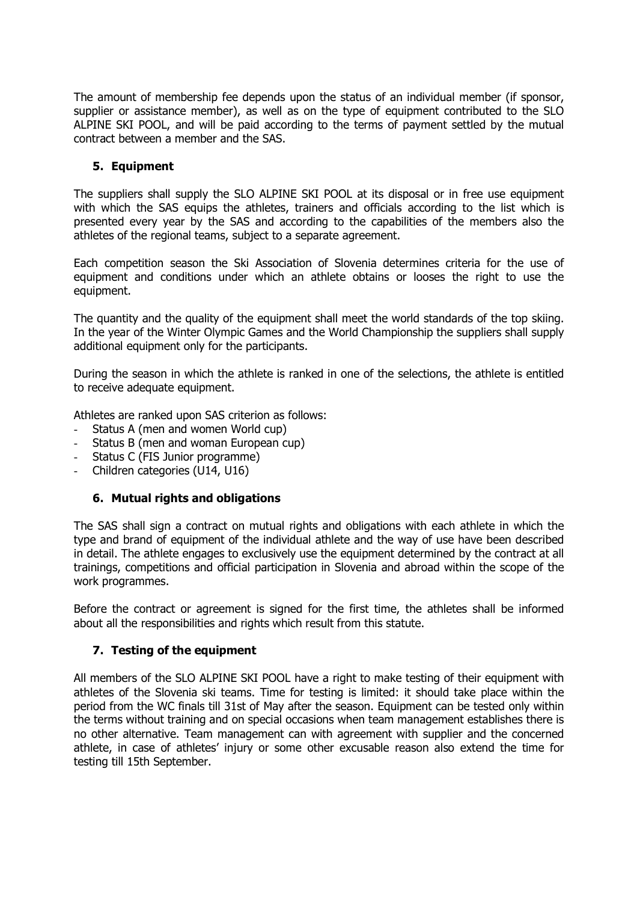The amount of membership fee depends upon the status of an individual member (if sponsor, supplier or assistance member), as well as on the type of equipment contributed to the SLO ALPINE SKI POOL, and will be paid according to the terms of payment settled by the mutual contract between a member and the SAS.

## 5. Equipment

The suppliers shall supply the SLO ALPINE SKI POOL at its disposal or in free use equipment with which the SAS equips the athletes, trainers and officials according to the list which is presented every year by the SAS and according to the capabilities of the members also the athletes of the regional teams, subject to a separate agreement.

Each competition season the Ski Association of Slovenia determines criteria for the use of equipment and conditions under which an athlete obtains or looses the right to use the equipment.

The quantity and the quality of the equipment shall meet the world standards of the top skiing. In the year of the Winter Olympic Games and the World Championship the suppliers shall supply additional equipment only for the participants.

During the season in which the athlete is ranked in one of the selections, the athlete is entitled to receive adequate equipment.

Athletes are ranked upon SAS criterion as follows:

- Status A (men and women World cup)
- Status B (men and woman European cup)
- Status C (FIS Junior programme)
- Children categories (U14, U16)

## 6. Mutual rights and obligations

The SAS shall sign a contract on mutual rights and obligations with each athlete in which the type and brand of equipment of the individual athlete and the way of use have been described in detail. The athlete engages to exclusively use the equipment determined by the contract at all trainings, competitions and official participation in Slovenia and abroad within the scope of the work programmes.

Before the contract or agreement is signed for the first time, the athletes shall be informed about all the responsibilities and rights which result from this statute.

## 7. Testing of the equipment

All members of the SLO ALPINE SKI POOL have a right to make testing of their equipment with athletes of the Slovenia ski teams. Time for testing is limited: it should take place within the period from the WC finals till 31st of May after the season. Equipment can be tested only within the terms without training and on special occasions when team management establishes there is no other alternative. Team management can with agreement with supplier and the concerned athlete, in case of athletes' injury or some other excusable reason also extend the time for testing till 15th September.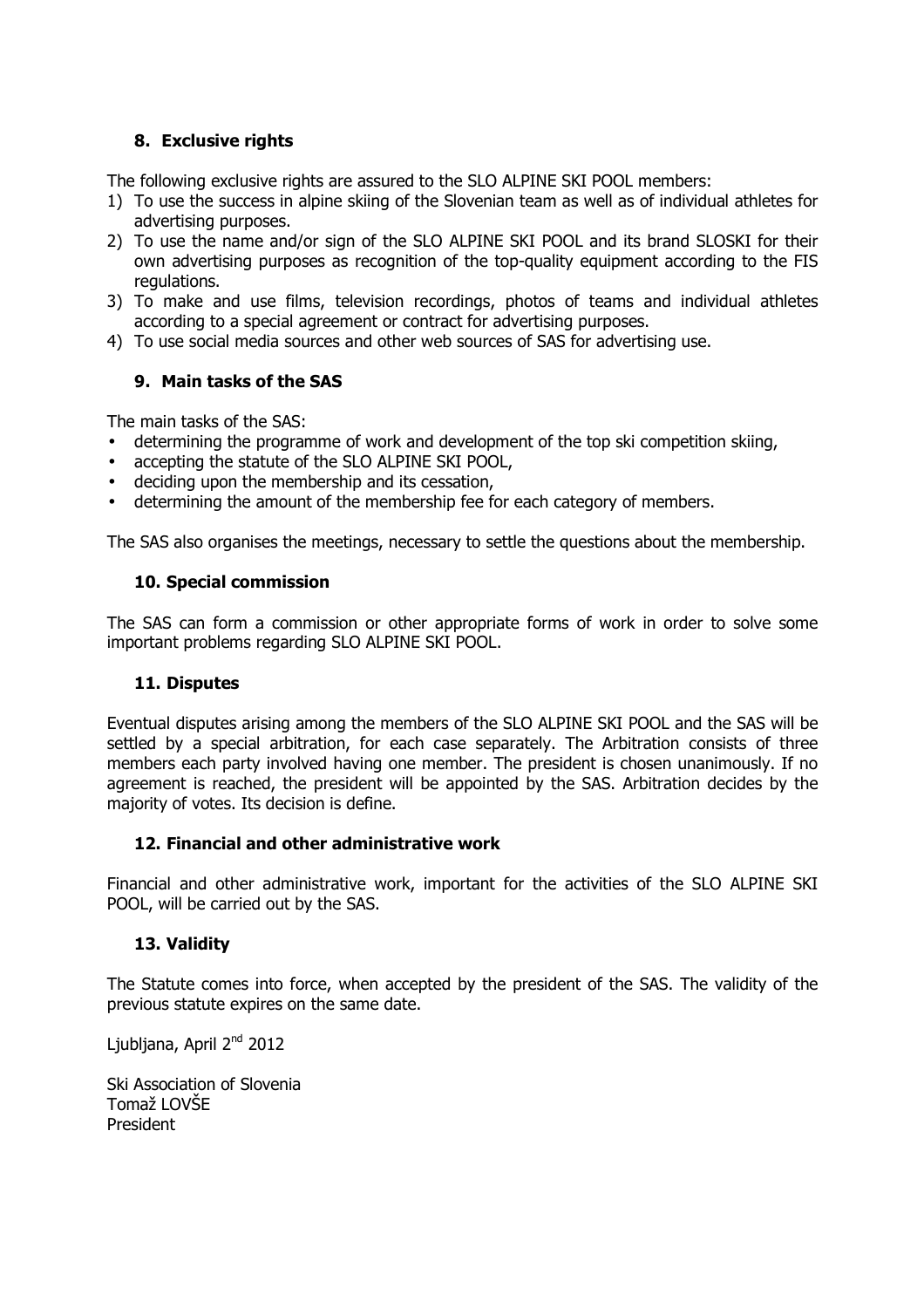## 8. Exclusive rights

The following exclusive rights are assured to the SLO ALPINE SKI POOL members:

1) To use the success in alpine skiing of the Slovenian team as well as of individual athletes for advertising purposes.
2) To use the name and/or sign of the SLO ALPINE SKI POOL and its brand SLOSKI for their own advertising purposes as recognition of the top-quality equipment according to the FIS regulations.
3) To make and use films, television recordings, photos of teams and individual athletes according to a special agreement or contract for advertising purposes.
4) To use social media sources and other web sources of SAS for advertising use.

## 9. Main tasks of the SAS

The main tasks of the SAS:

- determining the programme of work and development of the top ski competition skiing,
- accepting the statute of the SLO ALPINE SKI POOL,
- deciding upon the membership and its cessation,
- determining the amount of the membership fee for each category of members.

The SAS also organises the meetings, necessary to settle the questions about the membership.

## 10. Special commission

The SAS can form a commission or other appropriate forms of work in order to solve some important problems regarding SLO ALPINE SKI POOL.

## 11. Disputes

Eventual disputes arising among the members of the SLO ALPINE SKI POOL and the SAS will be settled by a special arbitration, for each case separately. The Arbitration consists of three members each party involved having one member. The president is chosen unanimously. If no agreement is reached, the president will be appointed by the SAS. Arbitration decides by the majority of votes. Its decision is define.

## 12. Financial and other administrative work

Financial and other administrative work, important for the activities of the SLO ALPINE SKI POOL, will be carried out by the SAS.

## 13. Validity

The Statute comes into force, when accepted by the president of the SAS. The validity of the previous statute expires on the same date.

Ljubljana, April 2nd 2012

Ski Association of Slovenia
Tomaž LOVŠE
President